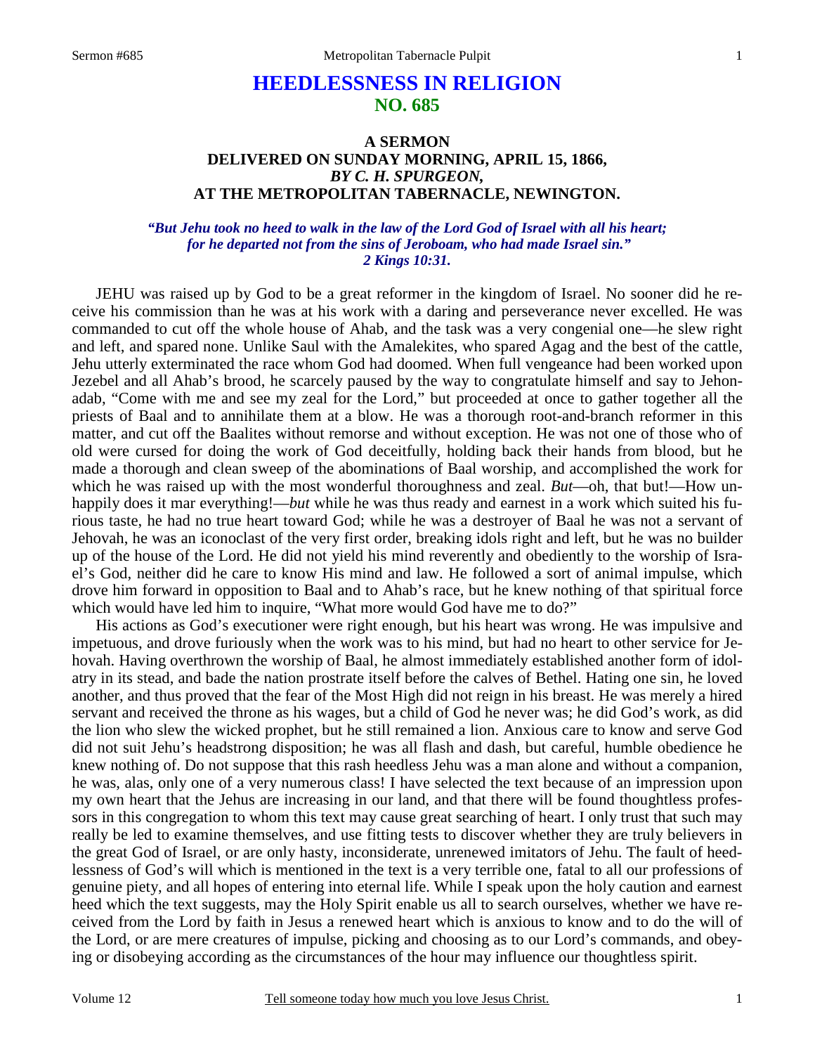# HEEDLESSNESS IN RELIGION
## NO. 685

### A SERMON
### DELIVERED ON SUNDAY MORNING, APRIL 15, 1866,
### *BY C. H. SPURGEON,*
### AT THE METROPOLITAN TABERNACLE, NEWINGTON.

***"But Jehu took no heed to walk in the law of the Lord God of Israel with all his heart; for he departed not from the sins of Jeroboam, who had made Israel sin." 2 Kings 10:31.***

JEHU was raised up by God to be a great reformer in the kingdom of Israel. No sooner did he receive his commission than he was at his work with a daring and perseverance never excelled. He was commanded to cut off the whole house of Ahab, and the task was a very congenial one—he slew right and left, and spared none. Unlike Saul with the Amalekites, who spared Agag and the best of the cattle, Jehu utterly exterminated the race whom God had doomed. When full vengeance had been worked upon Jezebel and all Ahab's brood, he scarcely paused by the way to congratulate himself and say to Jehonadab, "Come with me and see my zeal for the Lord," but proceeded at once to gather together all the priests of Baal and to annihilate them at a blow. He was a thorough root-and-branch reformer in this matter, and cut off the Baalites without remorse and without exception. He was not one of those who of old were cursed for doing the work of God deceitfully, holding back their hands from blood, but he made a thorough and clean sweep of the abominations of Baal worship, and accomplished the work for which he was raised up with the most wonderful thoroughness and zeal. *But*—oh, that but!—How unhappily does it mar everything!—*but* while he was thus ready and earnest in a work which suited his furious taste, he had no true heart toward God; while he was a destroyer of Baal he was not a servant of Jehovah, he was an iconoclast of the very first order, breaking idols right and left, but he was no builder up of the house of the Lord. He did not yield his mind reverently and obediently to the worship of Israel's God, neither did he care to know His mind and law. He followed a sort of animal impulse, which drove him forward in opposition to Baal and to Ahab's race, but he knew nothing of that spiritual force which would have led him to inquire, "What more would God have me to do?"

His actions as God's executioner were right enough, but his heart was wrong. He was impulsive and impetuous, and drove furiously when the work was to his mind, but had no heart to other service for Jehovah. Having overthrown the worship of Baal, he almost immediately established another form of idolatry in its stead, and bade the nation prostrate itself before the calves of Bethel. Hating one sin, he loved another, and thus proved that the fear of the Most High did not reign in his breast. He was merely a hired servant and received the throne as his wages, but a child of God he never was; he did God's work, as did the lion who slew the wicked prophet, but he still remained a lion. Anxious care to know and serve God did not suit Jehu's headstrong disposition; he was all flash and dash, but careful, humble obedience he knew nothing of. Do not suppose that this rash heedless Jehu was a man alone and without a companion, he was, alas, only one of a very numerous class! I have selected the text because of an impression upon my own heart that the Jehus are increasing in our land, and that there will be found thoughtless professors in this congregation to whom this text may cause great searching of heart. I only trust that such may really be led to examine themselves, and use fitting tests to discover whether they are truly believers in the great God of Israel, or are only hasty, inconsiderate, unrenewed imitators of Jehu. The fault of heedlessness of God's will which is mentioned in the text is a very terrible one, fatal to all our professions of genuine piety, and all hopes of entering into eternal life. While I speak upon the holy caution and earnest heed which the text suggests, may the Holy Spirit enable us all to search ourselves, whether we have received from the Lord by faith in Jesus a renewed heart which is anxious to know and to do the will of the Lord, or are mere creatures of impulse, picking and choosing as to our Lord's commands, and obeying or disobeying according as the circumstances of the hour may influence our thoughtless spirit.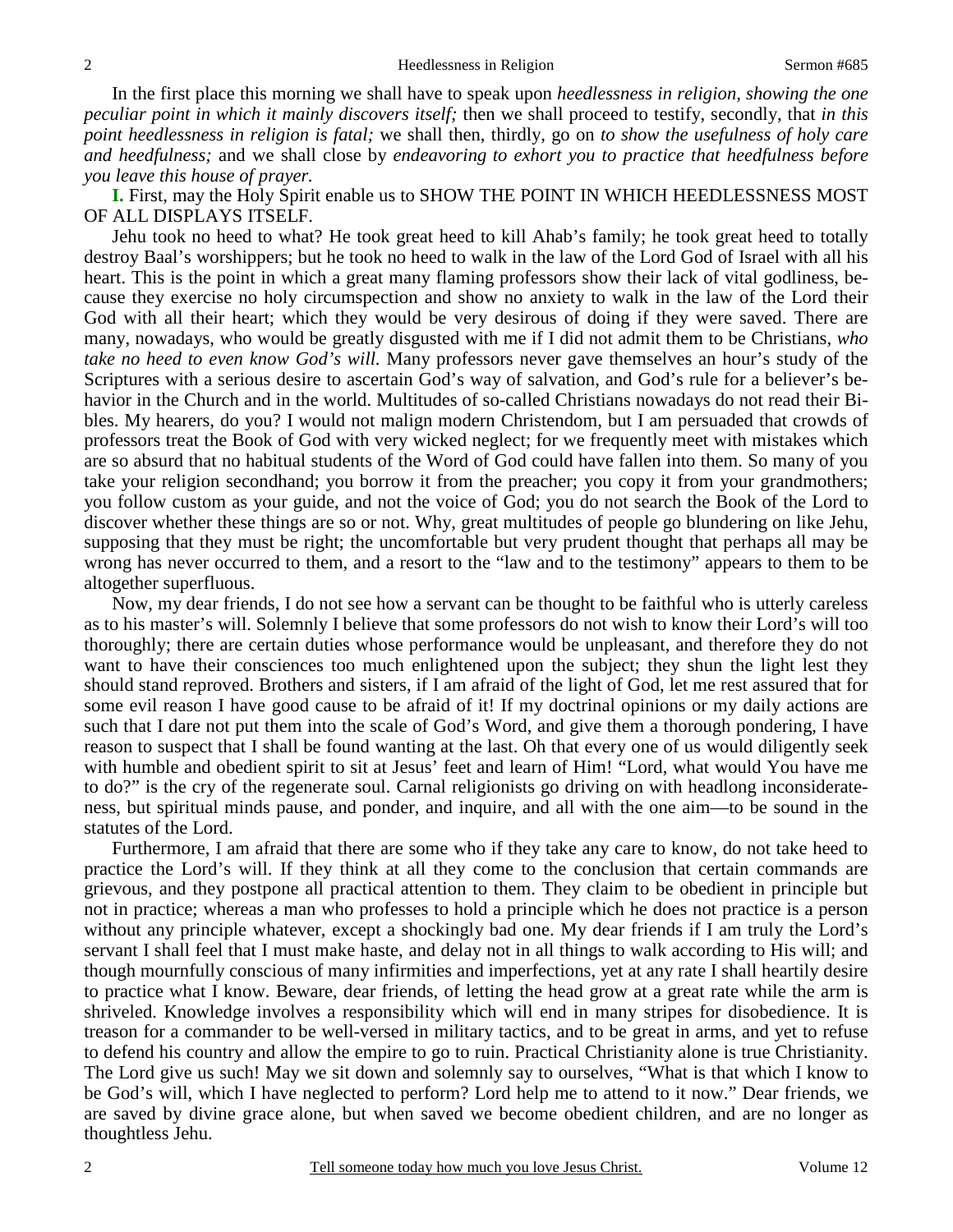In the first place this morning we shall have to speak upon *heedlessness in religion, showing the one peculiar point in which it mainly discovers itself;* then we shall proceed to testify, secondly, that *in this point heedlessness in religion is fatal;* we shall then, thirdly, go on *to show the usefulness of holy care and heedfulness;* and we shall close by *endeavoring to exhort you to practice that heedfulness before you leave this house of prayer.*

**I.** First, may the Holy Spirit enable us to SHOW THE POINT IN WHICH HEEDLESSNESS MOST OF ALL DISPLAYS ITSELF.

Jehu took no heed to what? He took great heed to kill Ahab's family; he took great heed to totally destroy Baal's worshippers; but he took no heed to walk in the law of the Lord God of Israel with all his heart. This is the point in which a great many flaming professors show their lack of vital godliness, because they exercise no holy circumspection and show no anxiety to walk in the law of the Lord their God with all their heart; which they would be very desirous of doing if they were saved. There are many, nowadays, who would be greatly disgusted with me if I did not admit them to be Christians, *who take no heed to even know God's will.* Many professors never gave themselves an hour's study of the Scriptures with a serious desire to ascertain God's way of salvation, and God's rule for a believer's behavior in the Church and in the world. Multitudes of so-called Christians nowadays do not read their Bibles. My hearers, do you? I would not malign modern Christendom, but I am persuaded that crowds of professors treat the Book of God with very wicked neglect; for we frequently meet with mistakes which are so absurd that no habitual students of the Word of God could have fallen into them. So many of you take your religion secondhand; you borrow it from the preacher; you copy it from your grandmothers; you follow custom as your guide, and not the voice of God; you do not search the Book of the Lord to discover whether these things are so or not. Why, great multitudes of people go blundering on like Jehu, supposing that they must be right; the uncomfortable but very prudent thought that perhaps all may be wrong has never occurred to them, and a resort to the "law and to the testimony" appears to them to be altogether superfluous.

Now, my dear friends, I do not see how a servant can be thought to be faithful who is utterly careless as to his master's will. Solemnly I believe that some professors do not wish to know their Lord's will too thoroughly; there are certain duties whose performance would be unpleasant, and therefore they do not want to have their consciences too much enlightened upon the subject; they shun the light lest they should stand reproved. Brothers and sisters, if I am afraid of the light of God, let me rest assured that for some evil reason I have good cause to be afraid of it! If my doctrinal opinions or my daily actions are such that I dare not put them into the scale of God's Word, and give them a thorough pondering, I have reason to suspect that I shall be found wanting at the last. Oh that every one of us would diligently seek with humble and obedient spirit to sit at Jesus' feet and learn of Him! "Lord, what would You have me to do?" is the cry of the regenerate soul. Carnal religionists go driving on with headlong inconsiderateness, but spiritual minds pause, and ponder, and inquire, and all with the one aim—to be sound in the statutes of the Lord.

Furthermore, I am afraid that there are some who if they take any care to know, do not take heed to practice the Lord's will. If they think at all they come to the conclusion that certain commands are grievous, and they postpone all practical attention to them. They claim to be obedient in principle but not in practice; whereas a man who professes to hold a principle which he does not practice is a person without any principle whatever, except a shockingly bad one. My dear friends if I am truly the Lord's servant I shall feel that I must make haste, and delay not in all things to walk according to His will; and though mournfully conscious of many infirmities and imperfections, yet at any rate I shall heartily desire to practice what I know. Beware, dear friends, of letting the head grow at a great rate while the arm is shriveled. Knowledge involves a responsibility which will end in many stripes for disobedience. It is treason for a commander to be well-versed in military tactics, and to be great in arms, and yet to refuse to defend his country and allow the empire to go to ruin. Practical Christianity alone is true Christianity. The Lord give us such! May we sit down and solemnly say to ourselves, "What is that which I know to be God's will, which I have neglected to perform? Lord help me to attend to it now." Dear friends, we are saved by divine grace alone, but when saved we become obedient children, and are no longer as thoughtless Jehu.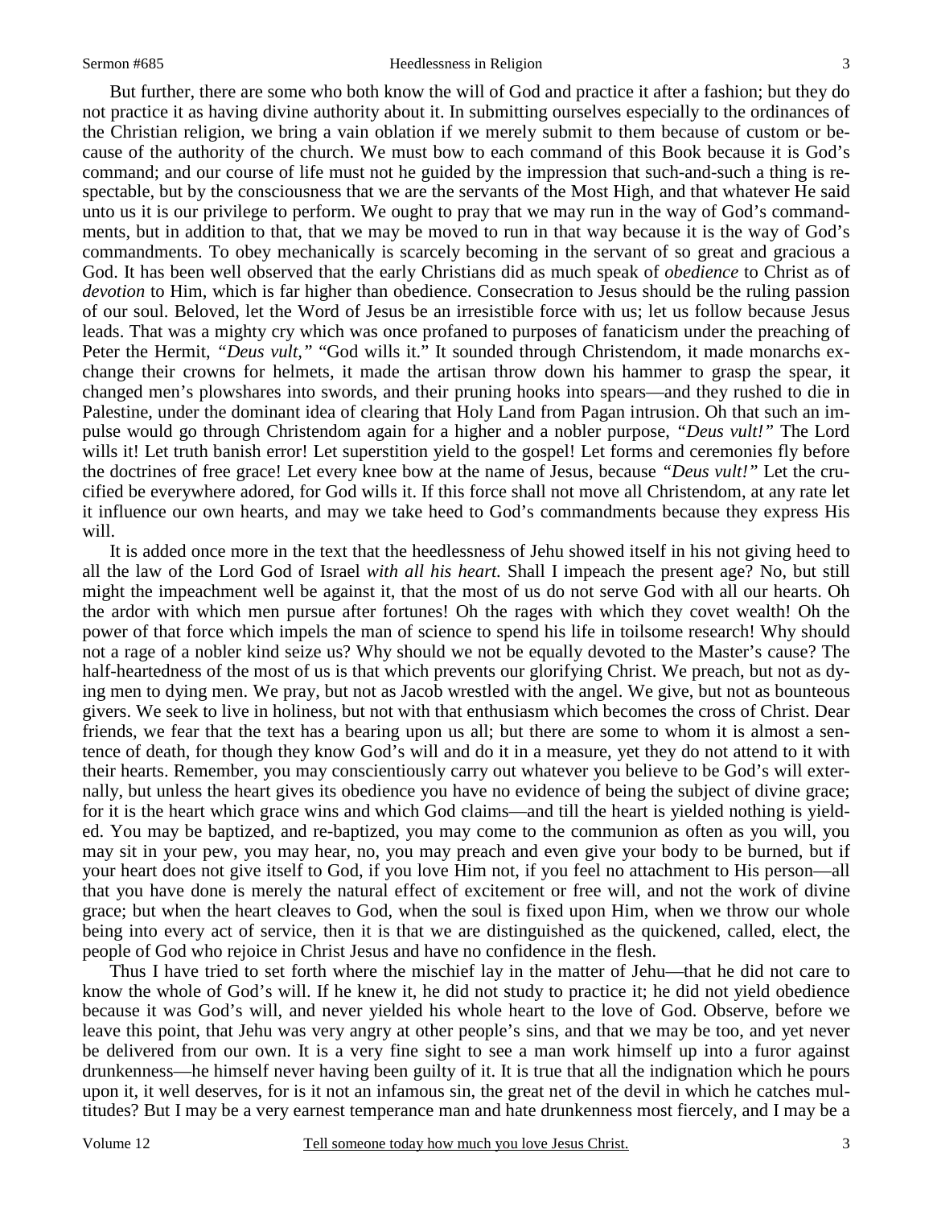But further, there are some who both know the will of God and practice it after a fashion; but they do not practice it as having divine authority about it. In submitting ourselves especially to the ordinances of the Christian religion, we bring a vain oblation if we merely submit to them because of custom or because of the authority of the church. We must bow to each command of this Book because it is God's command; and our course of life must not he guided by the impression that such-and-such a thing is respectable, but by the consciousness that we are the servants of the Most High, and that whatever He said unto us it is our privilege to perform. We ought to pray that we may run in the way of God's commandments, but in addition to that, that we may be moved to run in that way because it is the way of God's commandments. To obey mechanically is scarcely becoming in the servant of so great and gracious a God. It has been well observed that the early Christians did as much speak of *obedience* to Christ as of *devotion* to Him, which is far higher than obedience. Consecration to Jesus should be the ruling passion of our soul. Beloved, let the Word of Jesus be an irresistible force with us; let us follow because Jesus leads. That was a mighty cry which was once profaned to purposes of fanaticism under the preaching of Peter the Hermit, *"Deus vult,"* "God wills it." It sounded through Christendom, it made monarchs exchange their crowns for helmets, it made the artisan throw down his hammer to grasp the spear, it changed men's plowshares into swords, and their pruning hooks into spears—and they rushed to die in Palestine, under the dominant idea of clearing that Holy Land from Pagan intrusion. Oh that such an impulse would go through Christendom again for a higher and a nobler purpose, *"Deus vult!"* The Lord wills it! Let truth banish error! Let superstition yield to the gospel! Let forms and ceremonies fly before the doctrines of free grace! Let every knee bow at the name of Jesus, because *"Deus vult!"* Let the crucified be everywhere adored, for God wills it. If this force shall not move all Christendom, at any rate let it influence our own hearts, and may we take heed to God's commandments because they express His will.

It is added once more in the text that the heedlessness of Jehu showed itself in his not giving heed to all the law of the Lord God of Israel *with all his heart.* Shall I impeach the present age? No, but still might the impeachment well be against it, that the most of us do not serve God with all our hearts. Oh the ardor with which men pursue after fortunes! Oh the rages with which they covet wealth! Oh the power of that force which impels the man of science to spend his life in toilsome research! Why should not a rage of a nobler kind seize us? Why should we not be equally devoted to the Master's cause? The half-heartedness of the most of us is that which prevents our glorifying Christ. We preach, but not as dying men to dying men. We pray, but not as Jacob wrestled with the angel. We give, but not as bounteous givers. We seek to live in holiness, but not with that enthusiasm which becomes the cross of Christ. Dear friends, we fear that the text has a bearing upon us all; but there are some to whom it is almost a sentence of death, for though they know God's will and do it in a measure, yet they do not attend to it with their hearts. Remember, you may conscientiously carry out whatever you believe to be God's will externally, but unless the heart gives its obedience you have no evidence of being the subject of divine grace; for it is the heart which grace wins and which God claims—and till the heart is yielded nothing is yielded. You may be baptized, and re-baptized, you may come to the communion as often as you will, you may sit in your pew, you may hear, no, you may preach and even give your body to be burned, but if your heart does not give itself to God, if you love Him not, if you feel no attachment to His person—all that you have done is merely the natural effect of excitement or free will, and not the work of divine grace; but when the heart cleaves to God, when the soul is fixed upon Him, when we throw our whole being into every act of service, then it is that we are distinguished as the quickened, called, elect, the people of God who rejoice in Christ Jesus and have no confidence in the flesh.

Thus I have tried to set forth where the mischief lay in the matter of Jehu—that he did not care to know the whole of God's will. If he knew it, he did not study to practice it; he did not yield obedience because it was God's will, and never yielded his whole heart to the love of God. Observe, before we leave this point, that Jehu was very angry at other people's sins, and that we may be too, and yet never be delivered from our own. It is a very fine sight to see a man work himself up into a furor against drunkenness—he himself never having been guilty of it. It is true that all the indignation which he pours upon it, it well deserves, for is it not an infamous sin, the great net of the devil in which he catches multitudes? But I may be a very earnest temperance man and hate drunkenness most fiercely, and I may be a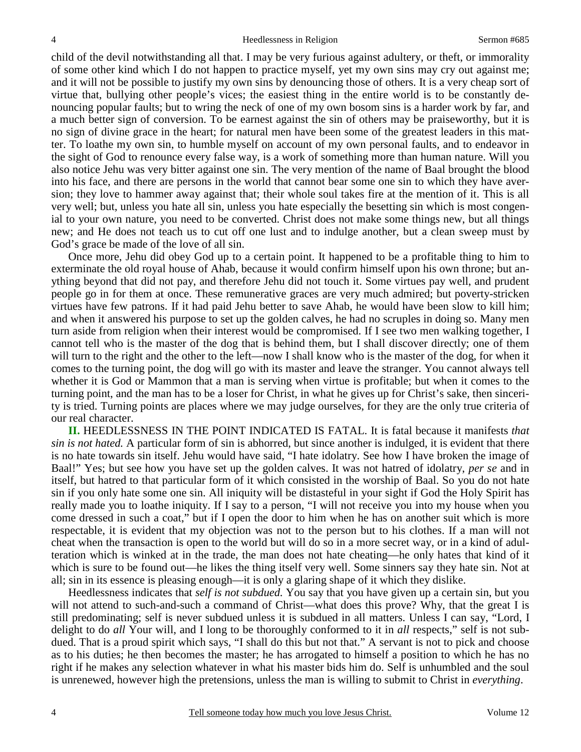child of the devil notwithstanding all that. I may be very furious against adultery, or theft, or immorality of some other kind which I do not happen to practice myself, yet my own sins may cry out against me; and it will not be possible to justify my own sins by denouncing those of others. It is a very cheap sort of virtue that, bullying other people's vices; the easiest thing in the entire world is to be constantly denouncing popular faults; but to wring the neck of one of my own bosom sins is a harder work by far, and a much better sign of conversion. To be earnest against the sin of others may be praiseworthy, but it is no sign of divine grace in the heart; for natural men have been some of the greatest leaders in this matter. To loathe my own sin, to humble myself on account of my own personal faults, and to endeavor in the sight of God to renounce every false way, is a work of something more than human nature. Will you also notice Jehu was very bitter against one sin. The very mention of the name of Baal brought the blood into his face, and there are persons in the world that cannot bear some one sin to which they have aversion; they love to hammer away against that; their whole soul takes fire at the mention of it. This is all very well; but, unless you hate all sin, unless you hate especially the besetting sin which is most congenial to your own nature, you need to be converted. Christ does not make some things new, but all things new; and He does not teach us to cut off one lust and to indulge another, but a clean sweep must by God's grace be made of the love of all sin.

Once more, Jehu did obey God up to a certain point. It happened to be a profitable thing to him to exterminate the old royal house of Ahab, because it would confirm himself upon his own throne; but anything beyond that did not pay, and therefore Jehu did not touch it. Some virtues pay well, and prudent people go in for them at once. These remunerative graces are very much admired; but poverty-stricken virtues have few patrons. If it had paid Jehu better to save Ahab, he would have been slow to kill him; and when it answered his purpose to set up the golden calves, he had no scruples in doing so. Many men turn aside from religion when their interest would be compromised. If I see two men walking together, I cannot tell who is the master of the dog that is behind them, but I shall discover directly; one of them will turn to the right and the other to the left—now I shall know who is the master of the dog, for when it comes to the turning point, the dog will go with its master and leave the stranger. You cannot always tell whether it is God or Mammon that a man is serving when virtue is profitable; but when it comes to the turning point, and the man has to be a loser for Christ, in what he gives up for Christ's sake, then sincerity is tried. Turning points are places where we may judge ourselves, for they are the only true criteria of our real character.

**II.** HEEDLESSNESS IN THE POINT INDICATED IS FATAL. It is fatal because it manifests *that sin is not hated.* A particular form of sin is abhorred, but since another is indulged, it is evident that there is no hate towards sin itself. Jehu would have said, "I hate idolatry. See how I have broken the image of Baal!" Yes; but see how you have set up the golden calves. It was not hatred of idolatry, *per se* and in itself, but hatred to that particular form of it which consisted in the worship of Baal. So you do not hate sin if you only hate some one sin. All iniquity will be distasteful in your sight if God the Holy Spirit has really made you to loathe iniquity. If I say to a person, "I will not receive you into my house when you come dressed in such a coat," but if I open the door to him when he has on another suit which is more respectable, it is evident that my objection was not to the person but to his clothes. If a man will not cheat when the transaction is open to the world but will do so in a more secret way, or in a kind of adulteration which is winked at in the trade, the man does not hate cheating—he only hates that kind of it which is sure to be found out—he likes the thing itself very well. Some sinners say they hate sin. Not at all; sin in its essence is pleasing enough—it is only a glaring shape of it which they dislike.

Heedlessness indicates that *self is not subdued.* You say that you have given up a certain sin, but you will not attend to such-and-such a command of Christ—what does this prove? Why, that the great I is still predominating; self is never subdued unless it is subdued in all matters. Unless I can say, "Lord, I delight to do *all* Your will, and I long to be thoroughly conformed to it in *all* respects," self is not subdued. That is a proud spirit which says, "I shall do this but not that." A servant is not to pick and choose as to his duties; he then becomes the master; he has arrogated to himself a position to which he has no right if he makes any selection whatever in what his master bids him do. Self is unhumbled and the soul is unrenewed, however high the pretensions, unless the man is willing to submit to Christ in *everything*.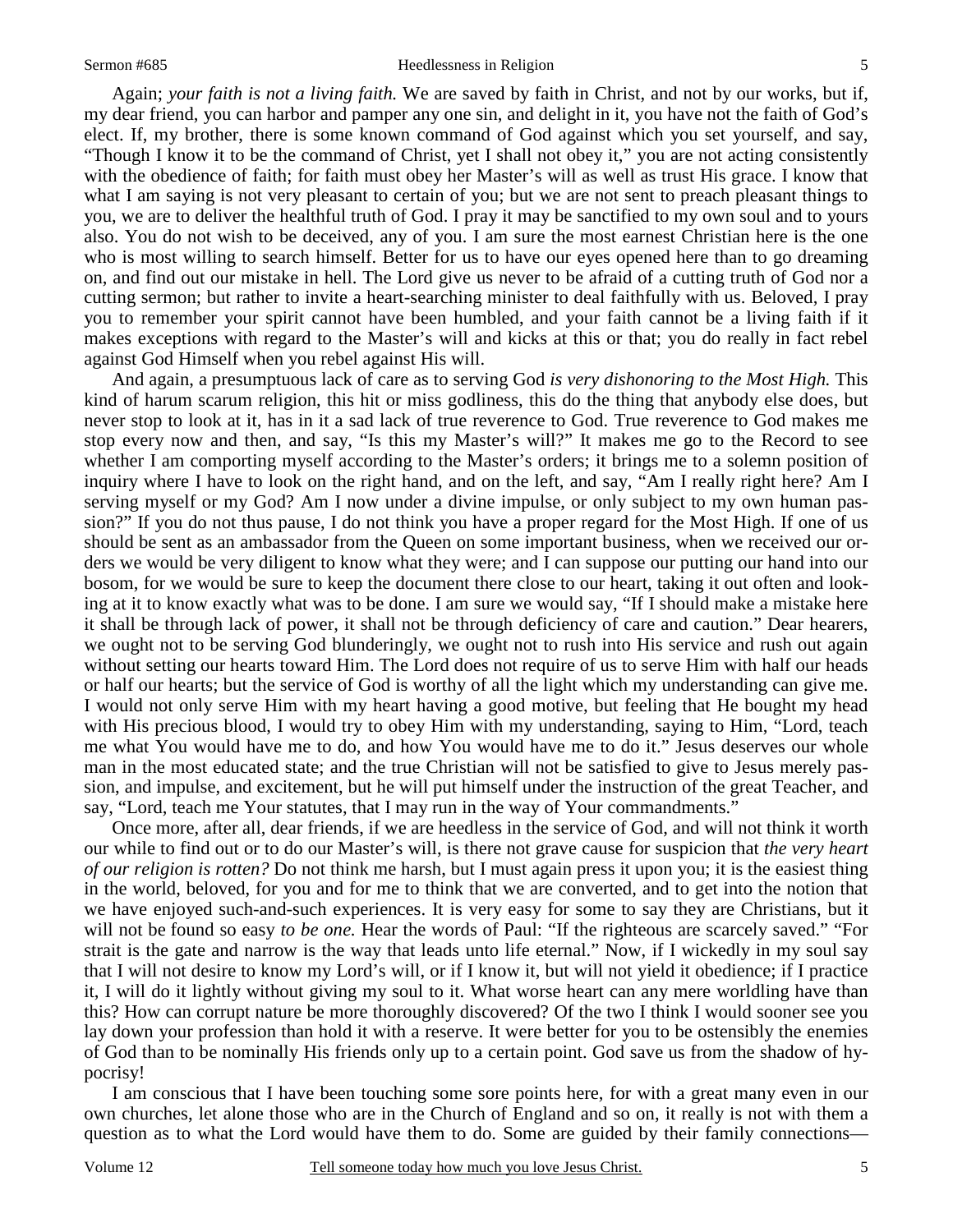Again; *your faith is not a living faith.* We are saved by faith in Christ, and not by our works, but if, my dear friend, you can harbor and pamper any one sin, and delight in it, you have not the faith of God's elect. If, my brother, there is some known command of God against which you set yourself, and say, "Though I know it to be the command of Christ, yet I shall not obey it," you are not acting consistently with the obedience of faith; for faith must obey her Master's will as well as trust His grace. I know that what I am saying is not very pleasant to certain of you; but we are not sent to preach pleasant things to you, we are to deliver the healthful truth of God. I pray it may be sanctified to my own soul and to yours also. You do not wish to be deceived, any of you. I am sure the most earnest Christian here is the one who is most willing to search himself. Better for us to have our eyes opened here than to go dreaming on, and find out our mistake in hell. The Lord give us never to be afraid of a cutting truth of God nor a cutting sermon; but rather to invite a heart-searching minister to deal faithfully with us. Beloved, I pray you to remember your spirit cannot have been humbled, and your faith cannot be a living faith if it makes exceptions with regard to the Master's will and kicks at this or that; you do really in fact rebel against God Himself when you rebel against His will.

And again, a presumptuous lack of care as to serving God *is very dishonoring to the Most High.* This kind of harum scarum religion, this hit or miss godliness, this do the thing that anybody else does, but never stop to look at it, has in it a sad lack of true reverence to God. True reverence to God makes me stop every now and then, and say, "Is this my Master's will?" It makes me go to the Record to see whether I am comporting myself according to the Master's orders; it brings me to a solemn position of inquiry where I have to look on the right hand, and on the left, and say, "Am I really right here? Am I serving myself or my God? Am I now under a divine impulse, or only subject to my own human passion?" If you do not thus pause, I do not think you have a proper regard for the Most High. If one of us should be sent as an ambassador from the Queen on some important business, when we received our orders we would be very diligent to know what they were; and I can suppose our putting our hand into our bosom, for we would be sure to keep the document there close to our heart, taking it out often and looking at it to know exactly what was to be done. I am sure we would say, "If I should make a mistake here it shall be through lack of power, it shall not be through deficiency of care and caution." Dear hearers, we ought not to be serving God blunderingly, we ought not to rush into His service and rush out again without setting our hearts toward Him. The Lord does not require of us to serve Him with half our heads or half our hearts; but the service of God is worthy of all the light which my understanding can give me. I would not only serve Him with my heart having a good motive, but feeling that He bought my head with His precious blood, I would try to obey Him with my understanding, saying to Him, "Lord, teach me what You would have me to do, and how You would have me to do it." Jesus deserves our whole man in the most educated state; and the true Christian will not be satisfied to give to Jesus merely passion, and impulse, and excitement, but he will put himself under the instruction of the great Teacher, and say, "Lord, teach me Your statutes, that I may run in the way of Your commandments."

Once more, after all, dear friends, if we are heedless in the service of God, and will not think it worth our while to find out or to do our Master's will, is there not grave cause for suspicion that *the very heart of our religion is rotten?* Do not think me harsh, but I must again press it upon you; it is the easiest thing in the world, beloved, for you and for me to think that we are converted, and to get into the notion that we have enjoyed such-and-such experiences. It is very easy for some to say they are Christians, but it will not be found so easy *to be one.* Hear the words of Paul: "If the righteous are scarcely saved." "For strait is the gate and narrow is the way that leads unto life eternal." Now, if I wickedly in my soul say that I will not desire to know my Lord's will, or if I know it, but will not yield it obedience; if I practice it, I will do it lightly without giving my soul to it. What worse heart can any mere worldling have than this? How can corrupt nature be more thoroughly discovered? Of the two I think I would sooner see you lay down your profession than hold it with a reserve. It were better for you to be ostensibly the enemies of God than to be nominally His friends only up to a certain point. God save us from the shadow of hypocrisy!

I am conscious that I have been touching some sore points here, for with a great many even in our own churches, let alone those who are in the Church of England and so on, it really is not with them a question as to what the Lord would have them to do. Some are guided by their family connections—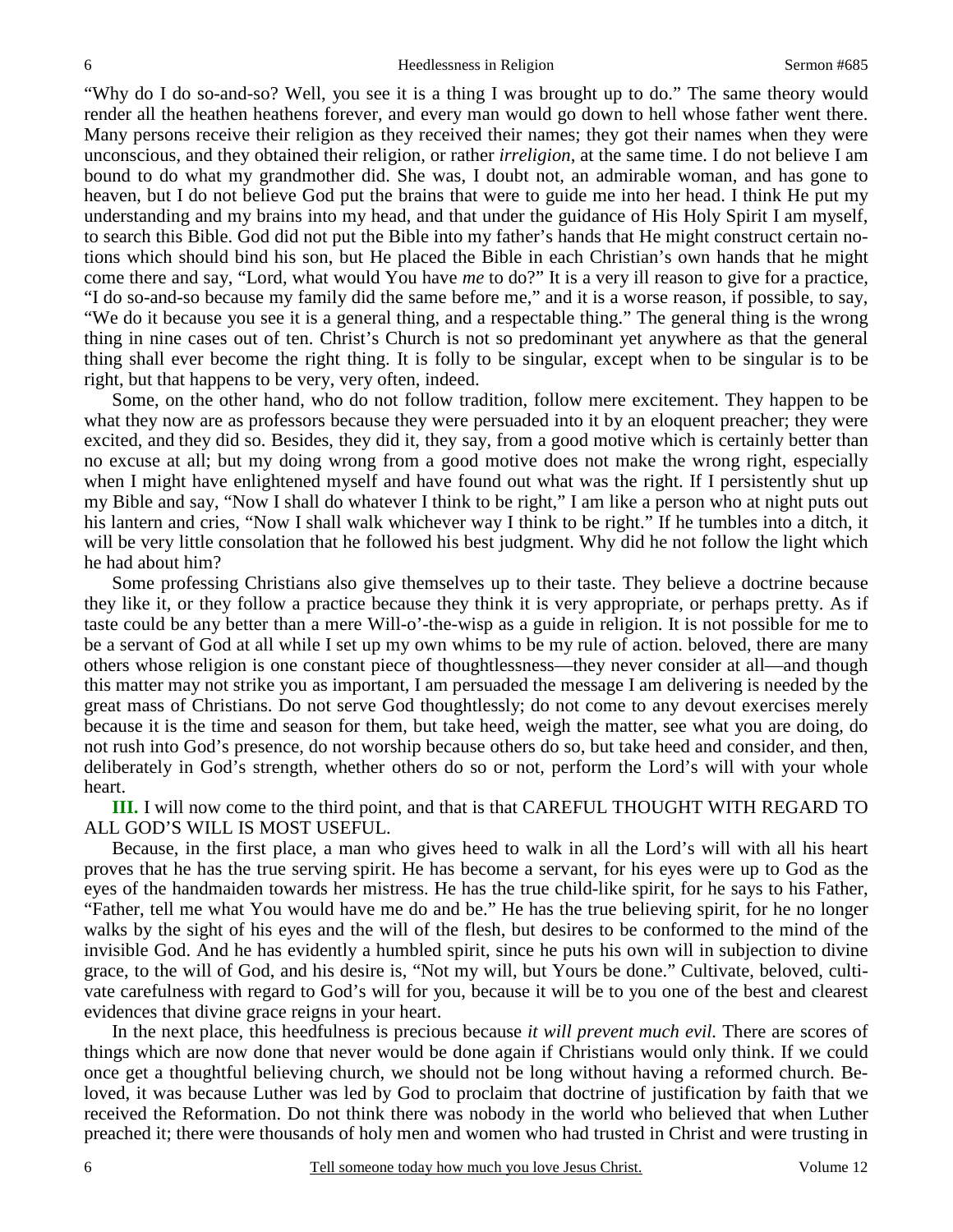"Why do I do so-and-so? Well, you see it is a thing I was brought up to do." The same theory would render all the heathen heathens forever, and every man would go down to hell whose father went there. Many persons receive their religion as they received their names; they got their names when they were unconscious, and they obtained their religion, or rather *irreligion*, at the same time. I do not believe I am bound to do what my grandmother did. She was, I doubt not, an admirable woman, and has gone to heaven, but I do not believe God put the brains that were to guide me into her head. I think He put my understanding and my brains into my head, and that under the guidance of His Holy Spirit I am myself, to search this Bible. God did not put the Bible into my father's hands that He might construct certain notions which should bind his son, but He placed the Bible in each Christian's own hands that he might come there and say, "Lord, what would You have *me* to do?" It is a very ill reason to give for a practice, "I do so-and-so because my family did the same before me," and it is a worse reason, if possible, to say, "We do it because you see it is a general thing, and a respectable thing." The general thing is the wrong thing in nine cases out of ten. Christ's Church is not so predominant yet anywhere as that the general thing shall ever become the right thing. It is folly to be singular, except when to be singular is to be right, but that happens to be very, very often, indeed.

Some, on the other hand, who do not follow tradition, follow mere excitement. They happen to be what they now are as professors because they were persuaded into it by an eloquent preacher; they were excited, and they did so. Besides, they did it, they say, from a good motive which is certainly better than no excuse at all; but my doing wrong from a good motive does not make the wrong right, especially when I might have enlightened myself and have found out what was the right. If I persistently shut up my Bible and say, "Now I shall do whatever I think to be right," I am like a person who at night puts out his lantern and cries, "Now I shall walk whichever way I think to be right." If he tumbles into a ditch, it will be very little consolation that he followed his best judgment. Why did he not follow the light which he had about him?

Some professing Christians also give themselves up to their taste. They believe a doctrine because they like it, or they follow a practice because they think it is very appropriate, or perhaps pretty. As if taste could be any better than a mere Will-o'-the-wisp as a guide in religion. It is not possible for me to be a servant of God at all while I set up my own whims to be my rule of action. beloved, there are many others whose religion is one constant piece of thoughtlessness—they never consider at all—and though this matter may not strike you as important, I am persuaded the message I am delivering is needed by the great mass of Christians. Do not serve God thoughtlessly; do not come to any devout exercises merely because it is the time and season for them, but take heed, weigh the matter, see what you are doing, do not rush into God's presence, do not worship because others do so, but take heed and consider, and then, deliberately in God's strength, whether others do so or not, perform the Lord's will with your whole heart.

**III.** I will now come to the third point, and that is that CAREFUL THOUGHT WITH REGARD TO ALL GOD'S WILL IS MOST USEFUL.

Because, in the first place, a man who gives heed to walk in all the Lord's will with all his heart proves that he has the true serving spirit. He has become a servant, for his eyes were up to God as the eyes of the handmaiden towards her mistress. He has the true child-like spirit, for he says to his Father, "Father, tell me what You would have me do and be." He has the true believing spirit, for he no longer walks by the sight of his eyes and the will of the flesh, but desires to be conformed to the mind of the invisible God. And he has evidently a humbled spirit, since he puts his own will in subjection to divine grace, to the will of God, and his desire is, "Not my will, but Yours be done." Cultivate, beloved, cultivate carefulness with regard to God's will for you, because it will be to you one of the best and clearest evidences that divine grace reigns in your heart.

In the next place, this heedfulness is precious because *it will prevent much evil.* There are scores of things which are now done that never would be done again if Christians would only think. If we could once get a thoughtful believing church, we should not be long without having a reformed church. Beloved, it was because Luther was led by God to proclaim that doctrine of justification by faith that we received the Reformation. Do not think there was nobody in the world who believed that when Luther preached it; there were thousands of holy men and women who had trusted in Christ and were trusting in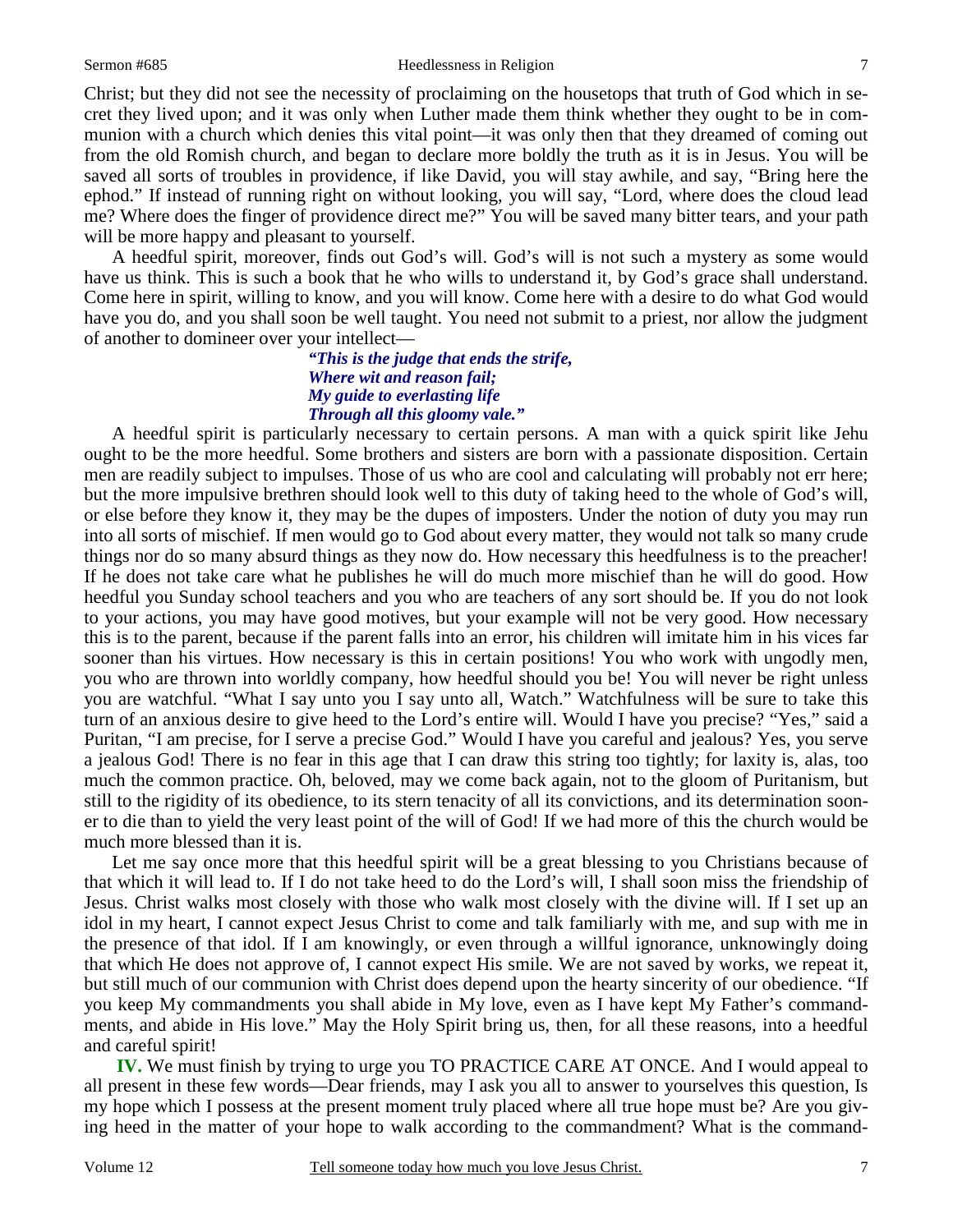Christ; but they did not see the necessity of proclaiming on the housetops that truth of God which in secret they lived upon; and it was only when Luther made them think whether they ought to be in communion with a church which denies this vital point—it was only then that they dreamed of coming out from the old Romish church, and began to declare more boldly the truth as it is in Jesus. You will be saved all sorts of troubles in providence, if like David, you will stay awhile, and say, "Bring here the ephod." If instead of running right on without looking, you will say, "Lord, where does the cloud lead me? Where does the finger of providence direct me?" You will be saved many bitter tears, and your path will be more happy and pleasant to yourself.

A heedful spirit, moreover, finds out God's will. God's will is not such a mystery as some would have us think. This is such a book that he who wills to understand it, by God's grace shall understand. Come here in spirit, willing to know, and you will know. Come here with a desire to do what God would have you do, and you shall soon be well taught. You need not submit to a priest, nor allow the judgment of another to domineer over your intellect—

> ***"This is the judge that ends the strife,***
> ***Where wit and reason fail;***
> ***My guide to everlasting life***
> ***Through all this gloomy vale."***

A heedful spirit is particularly necessary to certain persons. A man with a quick spirit like Jehu ought to be the more heedful. Some brothers and sisters are born with a passionate disposition. Certain men are readily subject to impulses. Those of us who are cool and calculating will probably not err here; but the more impulsive brethren should look well to this duty of taking heed to the whole of God's will, or else before they know it, they may be the dupes of imposters. Under the notion of duty you may run into all sorts of mischief. If men would go to God about every matter, they would not talk so many crude things nor do so many absurd things as they now do. How necessary this heedfulness is to the preacher! If he does not take care what he publishes he will do much more mischief than he will do good. How heedful you Sunday school teachers and you who are teachers of any sort should be. If you do not look to your actions, you may have good motives, but your example will not be very good. How necessary this is to the parent, because if the parent falls into an error, his children will imitate him in his vices far sooner than his virtues. How necessary is this in certain positions! You who work with ungodly men, you who are thrown into worldly company, how heedful should you be! You will never be right unless you are watchful. "What I say unto you I say unto all, Watch." Watchfulness will be sure to take this turn of an anxious desire to give heed to the Lord's entire will. Would I have you precise? "Yes," said a Puritan, "I am precise, for I serve a precise God." Would I have you careful and jealous? Yes, you serve a jealous God! There is no fear in this age that I can draw this string too tightly; for laxity is, alas, too much the common practice. Oh, beloved, may we come back again, not to the gloom of Puritanism, but still to the rigidity of its obedience, to its stern tenacity of all its convictions, and its determination sooner to die than to yield the very least point of the will of God! If we had more of this the church would be much more blessed than it is.

Let me say once more that this heedful spirit will be a great blessing to you Christians because of that which it will lead to. If I do not take heed to do the Lord's will, I shall soon miss the friendship of Jesus. Christ walks most closely with those who walk most closely with the divine will. If I set up an idol in my heart, I cannot expect Jesus Christ to come and talk familiarly with me, and sup with me in the presence of that idol. If I am knowingly, or even through a willful ignorance, unknowingly doing that which He does not approve of, I cannot expect His smile. We are not saved by works, we repeat it, but still much of our communion with Christ does depend upon the hearty sincerity of our obedience. "If you keep My commandments you shall abide in My love, even as I have kept My Father's commandments, and abide in His love." May the Holy Spirit bring us, then, for all these reasons, into a heedful and careful spirit!

**IV.** We must finish by trying to urge you TO PRACTICE CARE AT ONCE. And I would appeal to all present in these few words—Dear friends, may I ask you all to answer to yourselves this question, Is my hope which I possess at the present moment truly placed where all true hope must be? Are you giving heed in the matter of your hope to walk according to the commandment? What is the command-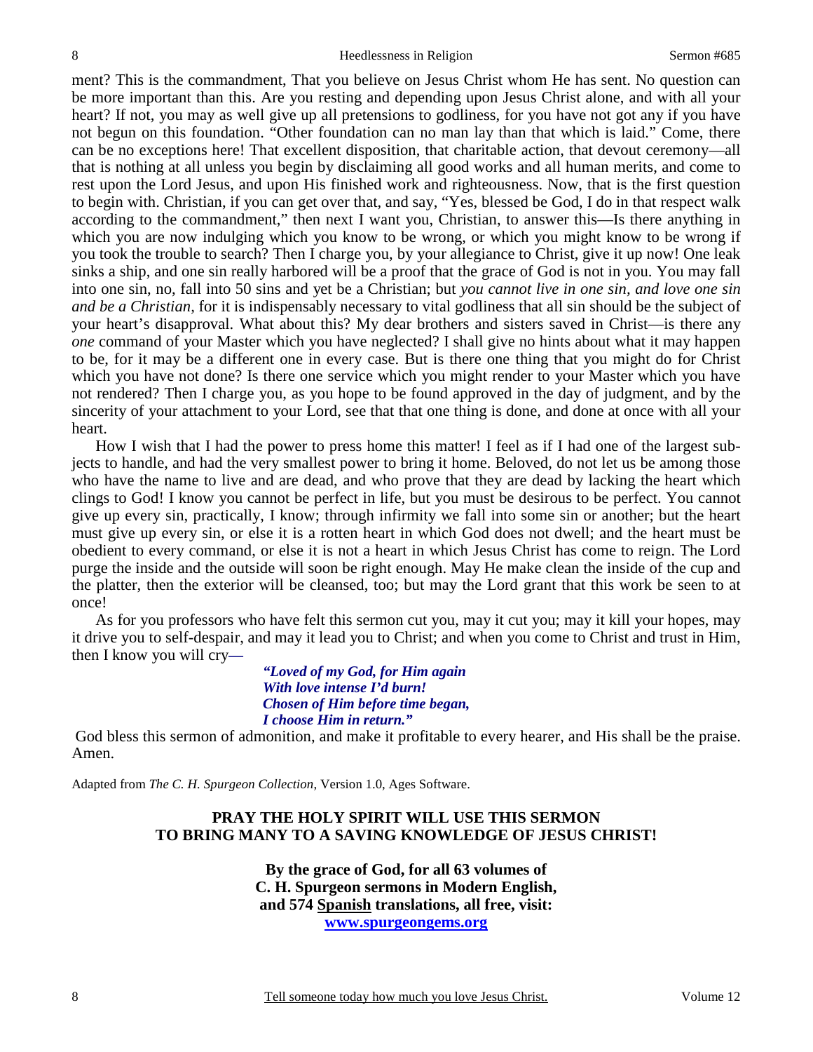ment? This is the commandment, That you believe on Jesus Christ whom He has sent. No question can be more important than this. Are you resting and depending upon Jesus Christ alone, and with all your heart? If not, you may as well give up all pretensions to godliness, for you have not got any if you have not begun on this foundation. "Other foundation can no man lay than that which is laid." Come, there can be no exceptions here! That excellent disposition, that charitable action, that devout ceremony—all that is nothing at all unless you begin by disclaiming all good works and all human merits, and come to rest upon the Lord Jesus, and upon His finished work and righteousness. Now, that is the first question to begin with. Christian, if you can get over that, and say, "Yes, blessed be God, I do in that respect walk according to the commandment," then next I want you, Christian, to answer this—Is there anything in which you are now indulging which you know to be wrong, or which you might know to be wrong if you took the trouble to search? Then I charge you, by your allegiance to Christ, give it up now! One leak sinks a ship, and one sin really harbored will be a proof that the grace of God is not in you. You may fall into one sin, no, fall into 50 sins and yet be a Christian; but *you cannot live in one sin, and love one sin and be a Christian,* for it is indispensably necessary to vital godliness that all sin should be the subject of your heart's disapproval. What about this? My dear brothers and sisters saved in Christ—is there any *one* command of your Master which you have neglected? I shall give no hints about what it may happen to be, for it may be a different one in every case. But is there one thing that you might do for Christ which you have not done? Is there one service which you might render to your Master which you have not rendered? Then I charge you, as you hope to be found approved in the day of judgment, and by the sincerity of your attachment to your Lord, see that that one thing is done, and done at once with all your heart.

How I wish that I had the power to press home this matter! I feel as if I had one of the largest subjects to handle, and had the very smallest power to bring it home. Beloved, do not let us be among those who have the name to live and are dead, and who prove that they are dead by lacking the heart which clings to God! I know you cannot be perfect in life, but you must be desirous to be perfect. You cannot give up every sin, practically, I know; through infirmity we fall into some sin or another; but the heart must give up every sin, or else it is a rotten heart in which God does not dwell; and the heart must be obedient to every command, or else it is not a heart in which Jesus Christ has come to reign. The Lord purge the inside and the outside will soon be right enough. May He make clean the inside of the cup and the platter, then the exterior will be cleansed, too; but may the Lord grant that this work be seen to at once!

As for you professors who have felt this sermon cut you, may it cut you; may it kill your hopes, may it drive you to self-despair, and may it lead you to Christ; and when you come to Christ and trust in Him, then I know you will cry—

> ***"Loved of my God, for Him again***
> ***With love intense I'd burn!***
> ***Chosen of Him before time began,***
> ***I choose Him in return."***

God bless this sermon of admonition, and make it profitable to every hearer, and His shall be the praise. Amen.

Adapted from *The C. H. Spurgeon Collection*, Version 1.0, Ages Software.

**PRAY THE HOLY SPIRIT WILL USE THIS SERMON TO BRING MANY TO A SAVING KNOWLEDGE OF JESUS CHRIST!**

**By the grace of God, for all 63 volumes of C. H. Spurgeon sermons in Modern English, and 574 Spanish translations, all free, visit: www.spurgeongems.org**